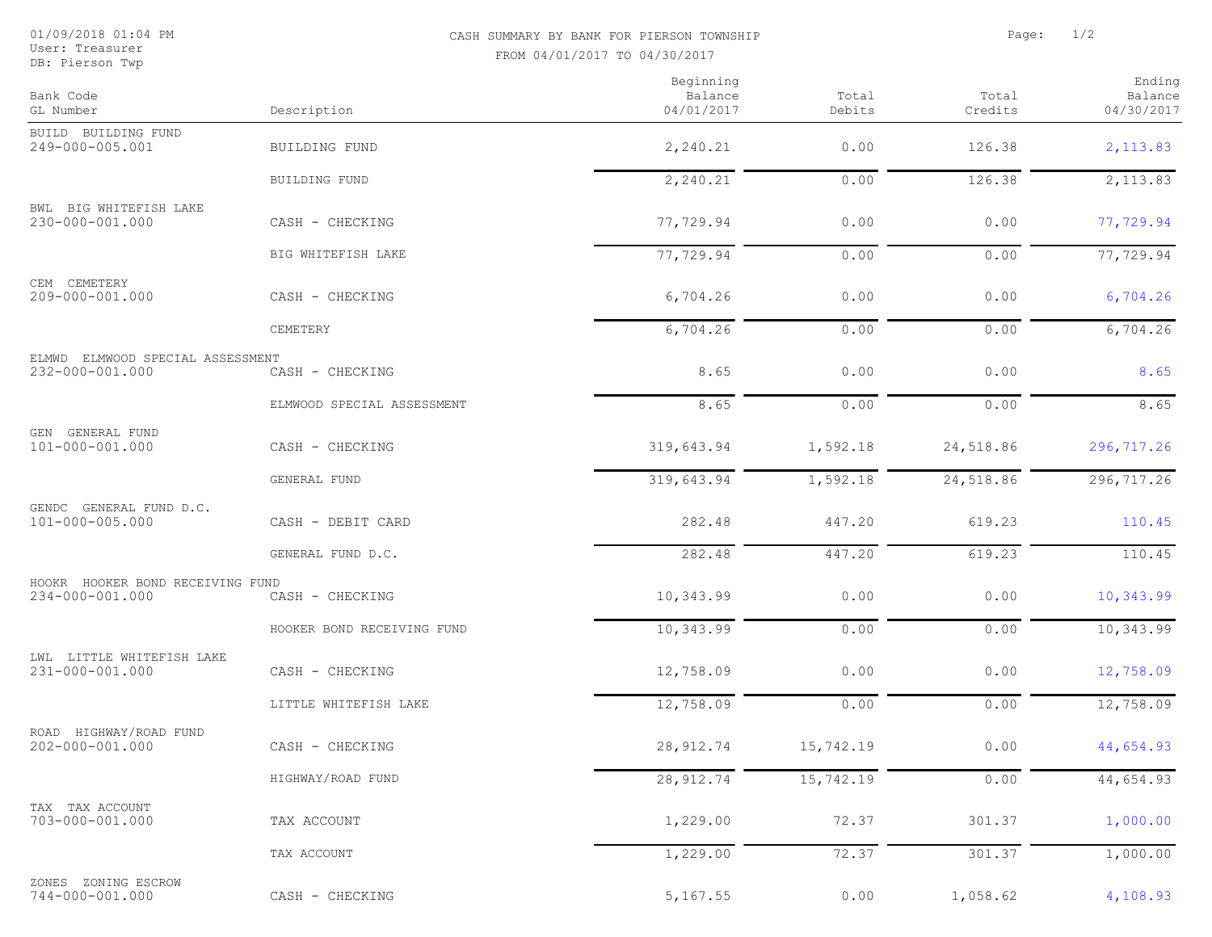01/09/2018 01:04 PM
User: Treasurer
DB: Pierson Twp

# CASH SUMMARY BY BANK FOR PIERSON TOWNSHIP

FROM 04/01/2017 TO 04/30/2017

| Bank Code<br>GL Number | Description | Beginning Balance 04/01/2017 | Total Debits | Total Credits | Ending Balance 04/30/2017 |
|---|---|---|---|---|---|
| BUILD BUILDING FUND | | | | | |
| 249-000-005.001 | BUILDING FUND | 2,240.21 | 0.00 | 126.38 | 2,113.83 |
| | BUILDING FUND | 2,240.21 | 0.00 | 126.38 | 2,113.83 |
| BWL BIG WHITEFISH LAKE | | | | | |
| 230-000-001.000 | CASH - CHECKING | 77,729.94 | 0.00 | 0.00 | 77,729.94 |
| | BIG WHITEFISH LAKE | 77,729.94 | 0.00 | 0.00 | 77,729.94 |
| CEM CEMETERY | | | | | |
| 209-000-001.000 | CASH - CHECKING | 6,704.26 | 0.00 | 0.00 | 6,704.26 |
| | CEMETERY | 6,704.26 | 0.00 | 0.00 | 6,704.26 |
| ELMWD ELMWOOD SPECIAL ASSESSMENT | | | | | |
| 232-000-001.000 | CASH - CHECKING | 8.65 | 0.00 | 0.00 | 8.65 |
| | ELMWOOD SPECIAL ASSESSMENT | 8.65 | 0.00 | 0.00 | 8.65 |
| GEN GENERAL FUND | | | | | |
| 101-000-001.000 | CASH - CHECKING | 319,643.94 | 1,592.18 | 24,518.86 | 296,717.26 |
| | GENERAL FUND | 319,643.94 | 1,592.18 | 24,518.86 | 296,717.26 |
| GENDC GENERAL FUND D.C. | | | | | |
| 101-000-005.000 | CASH - DEBIT CARD | 282.48 | 447.20 | 619.23 | 110.45 |
| | GENERAL FUND D.C. | 282.48 | 447.20 | 619.23 | 110.45 |
| HOOKR HOOKER BOND RECEIVING FUND | | | | | |
| 234-000-001.000 | CASH - CHECKING | 10,343.99 | 0.00 | 0.00 | 10,343.99 |
| | HOOKER BOND RECEIVING FUND | 10,343.99 | 0.00 | 0.00 | 10,343.99 |
| LWL LITTLE WHITEFISH LAKE | | | | | |
| 231-000-001.000 | CASH - CHECKING | 12,758.09 | 0.00 | 0.00 | 12,758.09 |
| | LITTLE WHITEFISH LAKE | 12,758.09 | 0.00 | 0.00 | 12,758.09 |
| ROAD HIGHWAY/ROAD FUND | | | | | |
| 202-000-001.000 | CASH - CHECKING | 28,912.74 | 15,742.19 | 0.00 | 44,654.93 |
| | HIGHWAY/ROAD FUND | 28,912.74 | 15,742.19 | 0.00 | 44,654.93 |
| TAX TAX ACCOUNT | | | | | |
| 703-000-001.000 | TAX ACCOUNT | 1,229.00 | 72.37 | 301.37 | 1,000.00 |
| | TAX ACCOUNT | 1,229.00 | 72.37 | 301.37 | 1,000.00 |
| ZONES ZONING ESCROW | | | | | |
| 744-000-001.000 | CASH - CHECKING | 5,167.55 | 0.00 | 1,058.62 | 4,108.93 |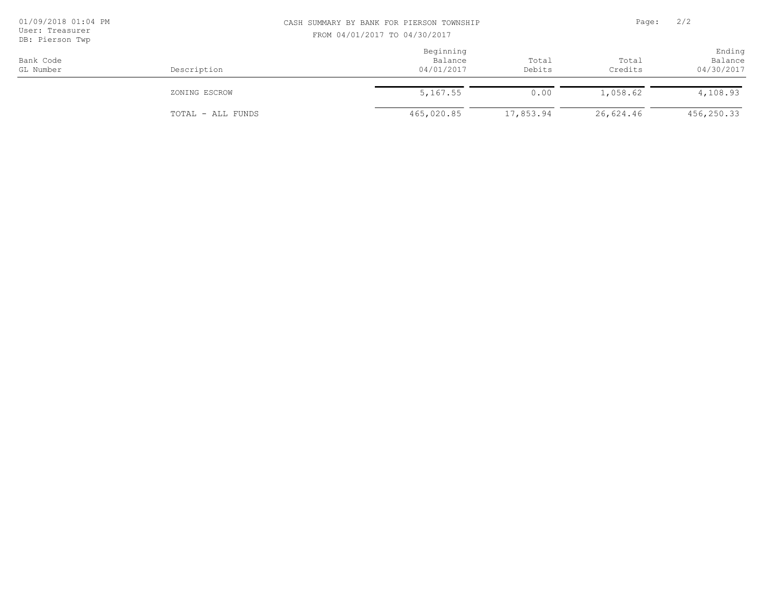# CASH SUMMARY BY BANK FOR PIERSON TOWNSHIP

FROM 04/01/2017 TO 04/30/2017

| Bank Code GL Number | Description | Beginning Balance 04/01/2017 | Total Debits | Total Credits | Ending Balance 04/30/2017 |
|---|---|---|---|---|---|
| | ZONING ESCROW | 5,167.55 | 0.00 | 1,058.62 | 4,108.93 |
| | TOTAL - ALL FUNDS | 465,020.85 | 17,853.94 | 26,624.46 | 456,250.33 |